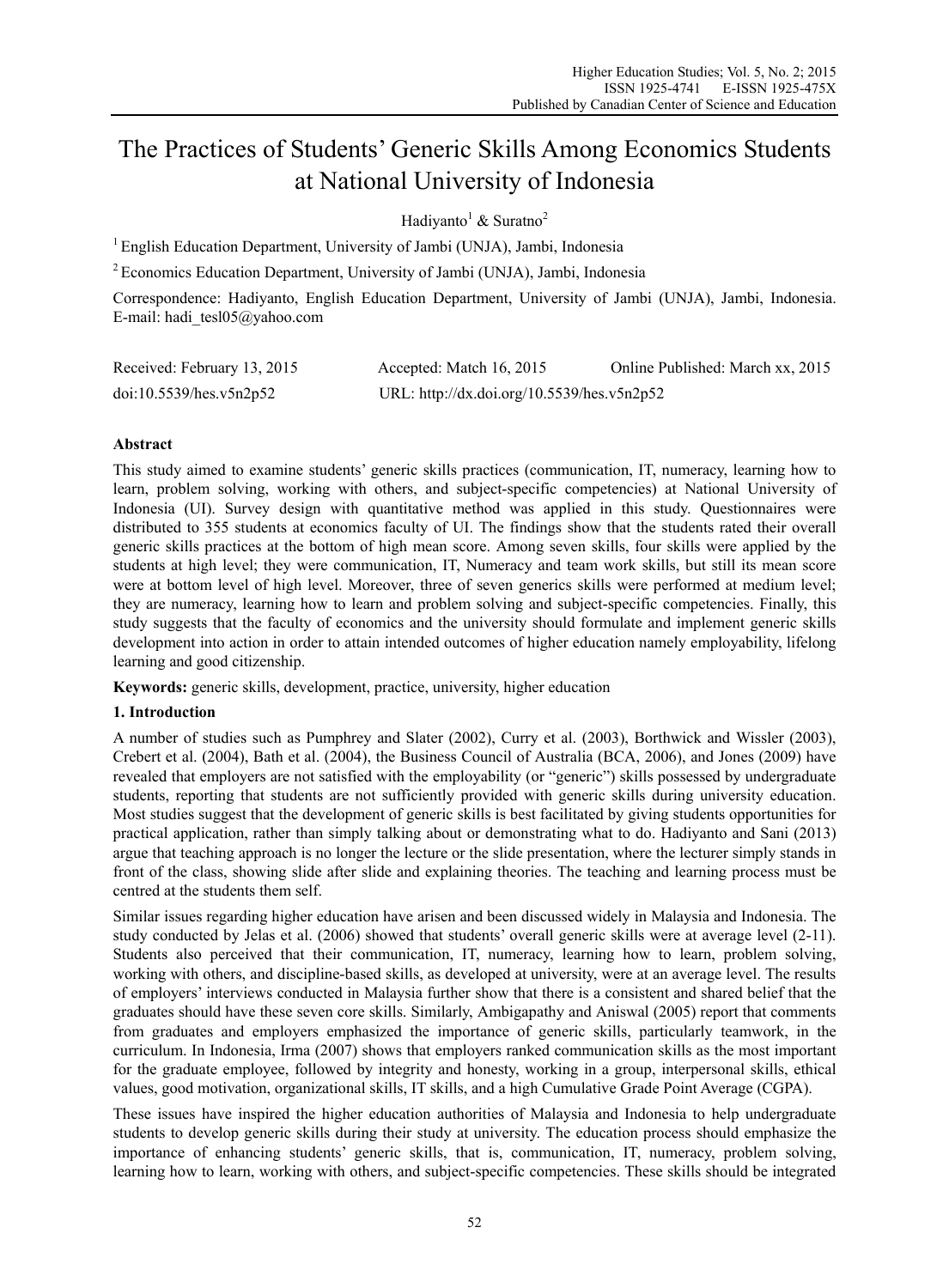# The Practices of Students' Generic Skills Among Economics Students at National University of Indonesia

Hadiyanto[1] & Suratno[2]

[1] English Education Department, University of Jambi (UNJA), Jambi, Indonesia

[2] Economics Education Department, University of Jambi (UNJA), Jambi, Indonesia

Correspondence: Hadiyanto, English Education Department, University of Jambi (UNJA), Jambi, Indonesia. E-mail: hadi_tesl05@yahoo.com

Received: February 13, 2015 Accepted: Match 16, 2015 Online Published: March xx, 2015

doi:10.5539/hes.v5n2p52 URL: http://dx.doi.org/10.5539/hes.v5n2p52

## Abstract

This study aimed to examine students' generic skills practices (communication, IT, numeracy, learning how to learn, problem solving, working with others, and subject-specific competencies) at National University of Indonesia (UI). Survey design with quantitative method was applied in this study. Questionnaires were distributed to 355 students at economics faculty of UI. The findings show that the students rated their overall generic skills practices at the bottom of high mean score. Among seven skills, four skills were applied by the students at high level; they were communication, IT, Numeracy and team work skills, but still its mean score were at bottom level of high level. Moreover, three of seven generics skills were performed at medium level; they are numeracy, learning how to learn and problem solving and subject-specific competencies. Finally, this study suggests that the faculty of economics and the university should formulate and implement generic skills development into action in order to attain intended outcomes of higher education namely employability, lifelong learning and good citizenship.

**Keywords:** generic skills, development, practice, university, higher education

## 1. Introduction

A number of studies such as Pumphrey and Slater (2002), Curry et al. (2003), Borthwick and Wissler (2003), Crebert et al. (2004), Bath et al. (2004), the Business Council of Australia (BCA, 2006), and Jones (2009) have revealed that employers are not satisfied with the employability (or "generic") skills possessed by undergraduate students, reporting that students are not sufficiently provided with generic skills during university education. Most studies suggest that the development of generic skills is best facilitated by giving students opportunities for practical application, rather than simply talking about or demonstrating what to do. Hadiyanto and Sani (2013) argue that teaching approach is no longer the lecture or the slide presentation, where the lecturer simply stands in front of the class, showing slide after slide and explaining theories. The teaching and learning process must be centred at the students them self.

Similar issues regarding higher education have arisen and been discussed widely in Malaysia and Indonesia. The study conducted by Jelas et al. (2006) showed that students' overall generic skills were at average level (2-11). Students also perceived that their communication, IT, numeracy, learning how to learn, problem solving, working with others, and discipline-based skills, as developed at university, were at an average level. The results of employers' interviews conducted in Malaysia further show that there is a consistent and shared belief that the graduates should have these seven core skills. Similarly, Ambigapathy and Aniswal (2005) report that comments from graduates and employers emphasized the importance of generic skills, particularly teamwork, in the curriculum. In Indonesia, Irma (2007) shows that employers ranked communication skills as the most important for the graduate employee, followed by integrity and honesty, working in a group, interpersonal skills, ethical values, good motivation, organizational skills, IT skills, and a high Cumulative Grade Point Average (CGPA).

These issues have inspired the higher education authorities of Malaysia and Indonesia to help undergraduate students to develop generic skills during their study at university. The education process should emphasize the importance of enhancing students' generic skills, that is, communication, IT, numeracy, problem solving, learning how to learn, working with others, and subject-specific competencies. These skills should be integrated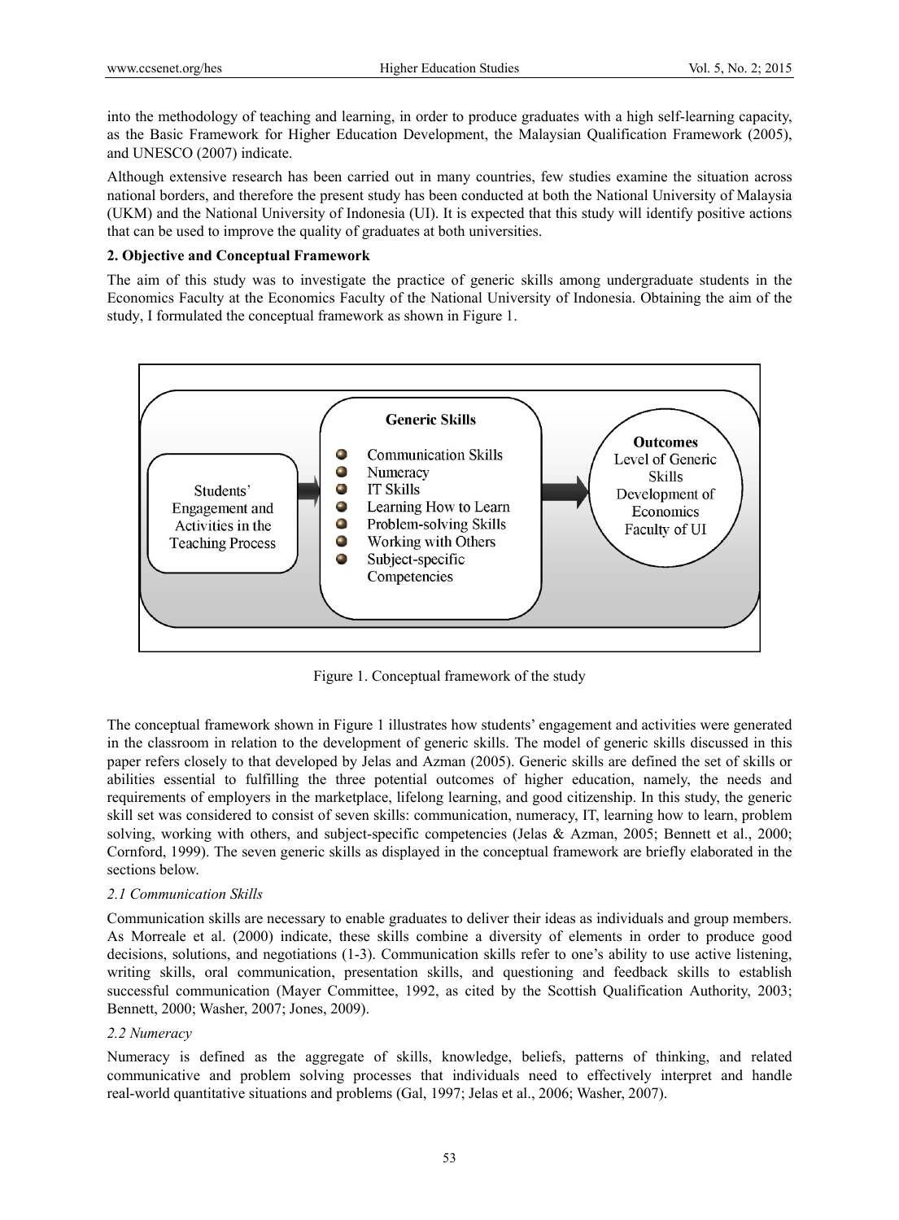into the methodology of teaching and learning, in order to produce graduates with a high self-learning capacity, as the Basic Framework for Higher Education Development, the Malaysian Qualification Framework (2005), and UNESCO (2007) indicate.

Although extensive research has been carried out in many countries, few studies examine the situation across national borders, and therefore the present study has been conducted at both the National University of Malaysia (UKM) and the National University of Indonesia (UI). It is expected that this study will identify positive actions that can be used to improve the quality of graduates at both universities.

## 2. Objective and Conceptual Framework

The aim of this study was to investigate the practice of generic skills among undergraduate students in the Economics Faculty at the Economics Faculty of the National University of Indonesia. Obtaining the aim of the study, I formulated the conceptual framework as shown in Figure 1.

Students' Engagement and Activities in the Teaching Process → **Generic Skills**: Communication Skills; Numeracy; IT Skills; Learning How to Learn; Problem-solving Skills; Working with Others; Subject-specific Competencies → **Outcomes**: Level of Generic Skills Development of Economics Faculty of UI

Figure 1. Conceptual framework of the study

The conceptual framework shown in Figure 1 illustrates how students' engagement and activities were generated in the classroom in relation to the development of generic skills. The model of generic skills discussed in this paper refers closely to that developed by Jelas and Azman (2005). Generic skills are defined the set of skills or abilities essential to fulfilling the three potential outcomes of higher education, namely, the needs and requirements of employers in the marketplace, lifelong learning, and good citizenship. In this study, the generic skill set was considered to consist of seven skills: communication, numeracy, IT, learning how to learn, problem solving, working with others, and subject-specific competencies (Jelas & Azman, 2005; Bennett et al., 2000; Cornford, 1999). The seven generic skills as displayed in the conceptual framework are briefly elaborated in the sections below.

### *2.1 Communication Skills*

Communication skills are necessary to enable graduates to deliver their ideas as individuals and group members. As Morreale et al. (2000) indicate, these skills combine a diversity of elements in order to produce good decisions, solutions, and negotiations (1-3). Communication skills refer to one's ability to use active listening, writing skills, oral communication, presentation skills, and questioning and feedback skills to establish successful communication (Mayer Committee, 1992, as cited by the Scottish Qualification Authority, 2003; Bennett, 2000; Washer, 2007; Jones, 2009).

### *2.2 Numeracy*

Numeracy is defined as the aggregate of skills, knowledge, beliefs, patterns of thinking, and related communicative and problem solving processes that individuals need to effectively interpret and handle real-world quantitative situations and problems (Gal, 1997; Jelas et al., 2006; Washer, 2007).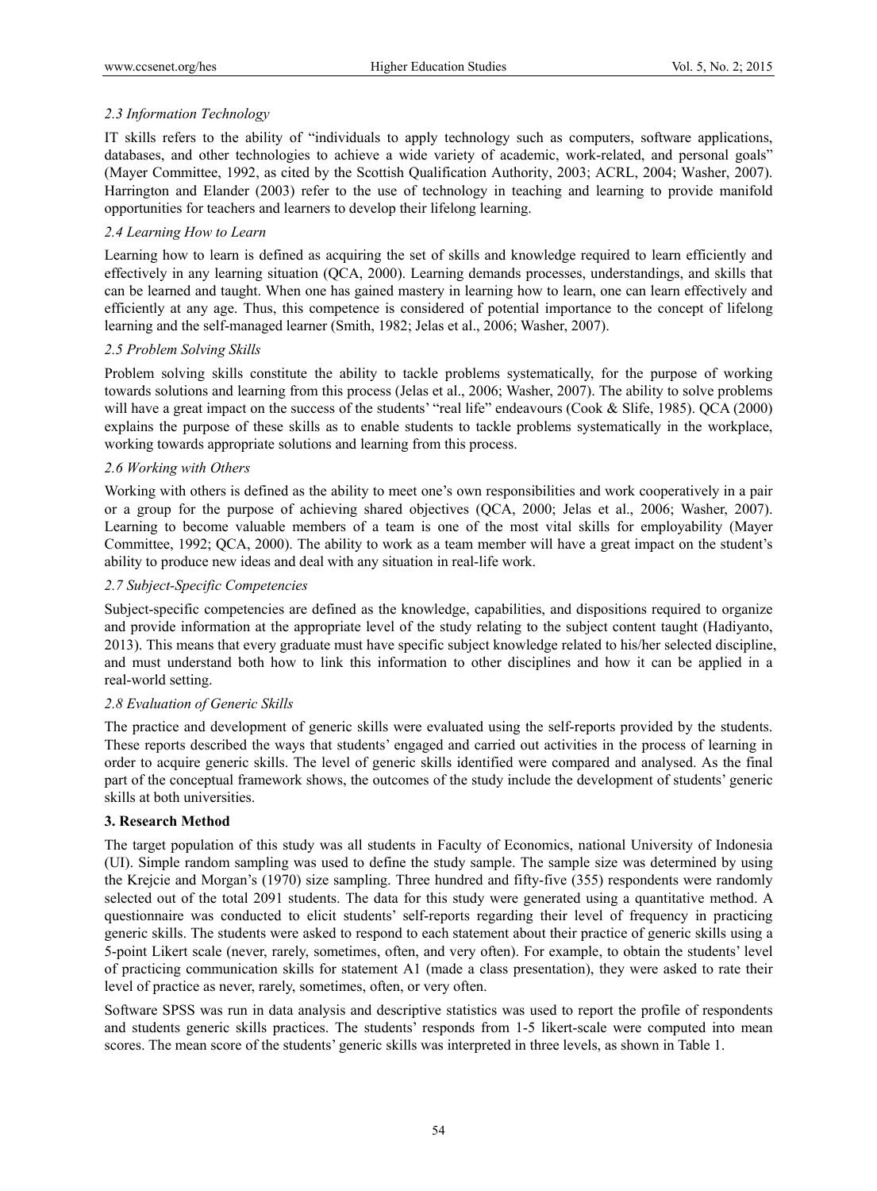### *2.3 Information Technology*

IT skills refers to the ability of "individuals to apply technology such as computers, software applications, databases, and other technologies to achieve a wide variety of academic, work-related, and personal goals" (Mayer Committee, 1992, as cited by the Scottish Qualification Authority, 2003; ACRL, 2004; Washer, 2007). Harrington and Elander (2003) refer to the use of technology in teaching and learning to provide manifold opportunities for teachers and learners to develop their lifelong learning.

### *2.4 Learning How to Learn*

Learning how to learn is defined as acquiring the set of skills and knowledge required to learn efficiently and effectively in any learning situation (QCA, 2000). Learning demands processes, understandings, and skills that can be learned and taught. When one has gained mastery in learning how to learn, one can learn effectively and efficiently at any age. Thus, this competence is considered of potential importance to the concept of lifelong learning and the self-managed learner (Smith, 1982; Jelas et al., 2006; Washer, 2007).

### *2.5 Problem Solving Skills*

Problem solving skills constitute the ability to tackle problems systematically, for the purpose of working towards solutions and learning from this process (Jelas et al., 2006; Washer, 2007). The ability to solve problems will have a great impact on the success of the students' "real life" endeavours (Cook & Slife, 1985). QCA (2000) explains the purpose of these skills as to enable students to tackle problems systematically in the workplace, working towards appropriate solutions and learning from this process.

### *2.6 Working with Others*

Working with others is defined as the ability to meet one's own responsibilities and work cooperatively in a pair or a group for the purpose of achieving shared objectives (QCA, 2000; Jelas et al., 2006; Washer, 2007). Learning to become valuable members of a team is one of the most vital skills for employability (Mayer Committee, 1992; QCA, 2000). The ability to work as a team member will have a great impact on the student's ability to produce new ideas and deal with any situation in real-life work.

### *2.7 Subject-Specific Competencies*

Subject-specific competencies are defined as the knowledge, capabilities, and dispositions required to organize and provide information at the appropriate level of the study relating to the subject content taught (Hadiyanto, 2013). This means that every graduate must have specific subject knowledge related to his/her selected discipline, and must understand both how to link this information to other disciplines and how it can be applied in a real-world setting.

### *2.8 Evaluation of Generic Skills*

The practice and development of generic skills were evaluated using the self-reports provided by the students. These reports described the ways that students' engaged and carried out activities in the process of learning in order to acquire generic skills. The level of generic skills identified were compared and analysed. As the final part of the conceptual framework shows, the outcomes of the study include the development of students' generic skills at both universities.

## 3. Research Method

The target population of this study was all students in Faculty of Economics, national University of Indonesia (UI). Simple random sampling was used to define the study sample. The sample size was determined by using the Krejcie and Morgan's (1970) size sampling. Three hundred and fifty-five (355) respondents were randomly selected out of the total 2091 students. The data for this study were generated using a quantitative method. A questionnaire was conducted to elicit students' self-reports regarding their level of frequency in practicing generic skills. The students were asked to respond to each statement about their practice of generic skills using a 5-point Likert scale (never, rarely, sometimes, often, and very often). For example, to obtain the students' level of practicing communication skills for statement A1 (made a class presentation), they were asked to rate their level of practice as never, rarely, sometimes, often, or very often.

Software SPSS was run in data analysis and descriptive statistics was used to report the profile of respondents and students generic skills practices. The students' responds from 1-5 likert-scale were computed into mean scores. The mean score of the students' generic skills was interpreted in three levels, as shown in Table 1.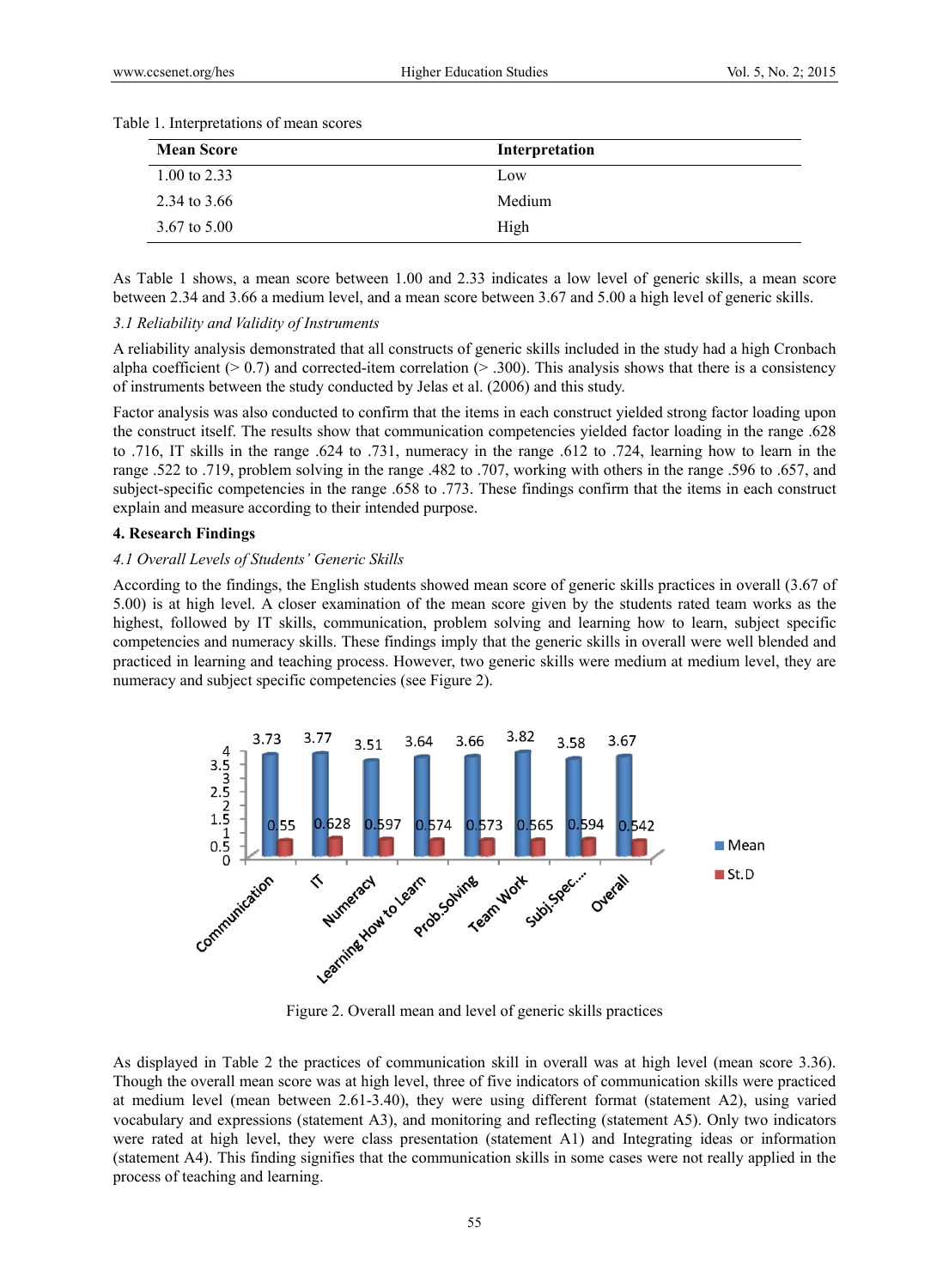Table 1. Interpretations of mean scores

| Mean Score | Interpretation |
|---|---|
| 1.00 to 2.33 | Low |
| 2.34 to 3.66 | Medium |
| 3.67 to 5.00 | High |

As Table 1 shows, a mean score between 1.00 and 2.33 indicates a low level of generic skills, a mean score between 2.34 and 3.66 a medium level, and a mean score between 3.67 and 5.00 a high level of generic skills.

### *3.1 Reliability and Validity of Instruments*

A reliability analysis demonstrated that all constructs of generic skills included in the study had a high Cronbach alpha coefficient (> 0.7) and corrected-item correlation (> .300). This analysis shows that there is a consistency of instruments between the study conducted by Jelas et al. (2006) and this study.

Factor analysis was also conducted to confirm that the items in each construct yielded strong factor loading upon the construct itself. The results show that communication competencies yielded factor loading in the range .628 to .716, IT skills in the range .624 to .731, numeracy in the range .612 to .724, learning how to learn in the range .522 to .719, problem solving in the range .482 to .707, working with others in the range .596 to .657, and subject-specific competencies in the range .658 to .773. These findings confirm that the items in each construct explain and measure according to their intended purpose.

## 4. Research Findings

### *4.1 Overall Levels of Students' Generic Skills*

According to the findings, the English students showed mean score of generic skills practices in overall (3.67 of 5.00) is at high level. A closer examination of the mean score given by the students rated team works as the highest, followed by IT skills, communication, problem solving and learning how to learn, subject specific competencies and numeracy skills. These findings imply that the generic skills in overall were well blended and practiced in learning and teaching process. However, two generic skills were medium at medium level, they are numeracy and subject specific competencies (see Figure 2).

| | Communication | IT | Numeracy | Learning How to Learn | Prob.Solving | Team Work | Subj.Spec.... | Overall |
|---|---|---|---|---|---|---|---|---|
| Mean | 3.73 | 3.77 | 3.51 | 3.64 | 3.66 | 3.82 | 3.58 | 3.67 |
| St.D | 0.55 | 0.628 | 0.597 | 0.574 | 0.573 | 0.565 | 0.594 | 0.542 |

Figure 2. Overall mean and level of generic skills practices

As displayed in Table 2 the practices of communication skill in overall was at high level (mean score 3.36). Though the overall mean score was at high level, three of five indicators of communication skills were practiced at medium level (mean between 2.61-3.40), they were using different format (statement A2), using varied vocabulary and expressions (statement A3), and monitoring and reflecting (statement A5). Only two indicators were rated at high level, they were class presentation (statement A1) and Integrating ideas or information (statement A4). This finding signifies that the communication skills in some cases were not really applied in the process of teaching and learning.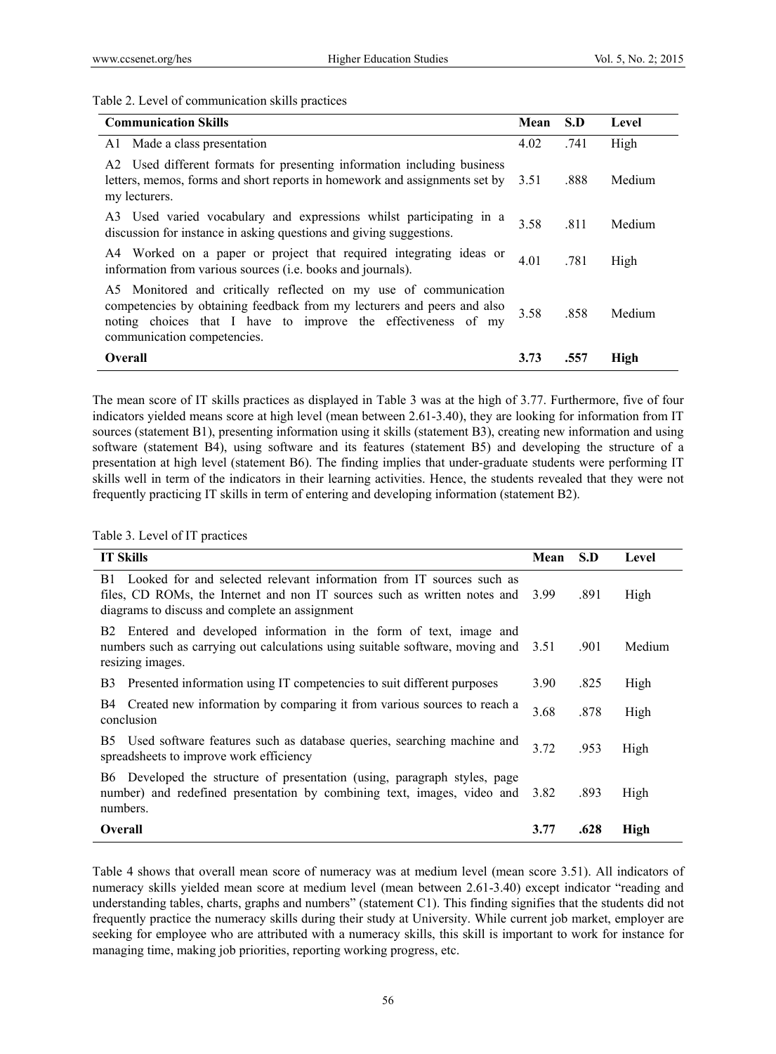Table 2. Level of communication skills practices

| Communication Skills | Mean | S.D | Level |
|---|---|---|---|
| A1 Made a class presentation | 4.02 | .741 | High |
| A2 Used different formats for presenting information including business letters, memos, forms and short reports in homework and assignments set by my lecturers. | 3.51 | .888 | Medium |
| A3 Used varied vocabulary and expressions whilst participating in a discussion for instance in asking questions and giving suggestions. | 3.58 | .811 | Medium |
| A4 Worked on a paper or project that required integrating ideas or information from various sources (i.e. books and journals). | 4.01 | .781 | High |
| A5 Monitored and critically reflected on my use of communication competencies by obtaining feedback from my lecturers and peers and also noting choices that I have to improve the effectiveness of my communication competencies. | 3.58 | .858 | Medium |
| **Overall** | **3.73** | **.557** | **High** |

The mean score of IT skills practices as displayed in Table 3 was at the high of 3.77. Furthermore, five of four indicators yielded means score at high level (mean between 2.61-3.40), they are looking for information from IT sources (statement B1), presenting information using it skills (statement B3), creating new information and using software (statement B4), using software and its features (statement B5) and developing the structure of a presentation at high level (statement B6). The finding implies that under-graduate students were performing IT skills well in term of the indicators in their learning activities. Hence, the students revealed that they were not frequently practicing IT skills in term of entering and developing information (statement B2).

Table 3. Level of IT practices

| IT Skills | Mean | S.D | Level |
|---|---|---|---|
| B1 Looked for and selected relevant information from IT sources such as files, CD ROMs, the Internet and non IT sources such as written notes and diagrams to discuss and complete an assignment | 3.99 | .891 | High |
| B2 Entered and developed information in the form of text, image and numbers such as carrying out calculations using suitable software, moving and resizing images. | 3.51 | .901 | Medium |
| B3 Presented information using IT competencies to suit different purposes | 3.90 | .825 | High |
| B4 Created new information by comparing it from various sources to reach a conclusion | 3.68 | .878 | High |
| B5 Used software features such as database queries, searching machine and spreadsheets to improve work efficiency | 3.72 | .953 | High |
| B6 Developed the structure of presentation (using, paragraph styles, page number) and redefined presentation by combining text, images, video and numbers. | 3.82 | .893 | High |
| **Overall** | **3.77** | **.628** | **High** |

Table 4 shows that overall mean score of numeracy was at medium level (mean score 3.51). All indicators of numeracy skills yielded mean score at medium level (mean between 2.61-3.40) except indicator "reading and understanding tables, charts, graphs and numbers" (statement C1). This finding signifies that the students did not frequently practice the numeracy skills during their study at University. While current job market, employer are seeking for employee who are attributed with a numeracy skills, this skill is important to work for instance for managing time, making job priorities, reporting working progress, etc.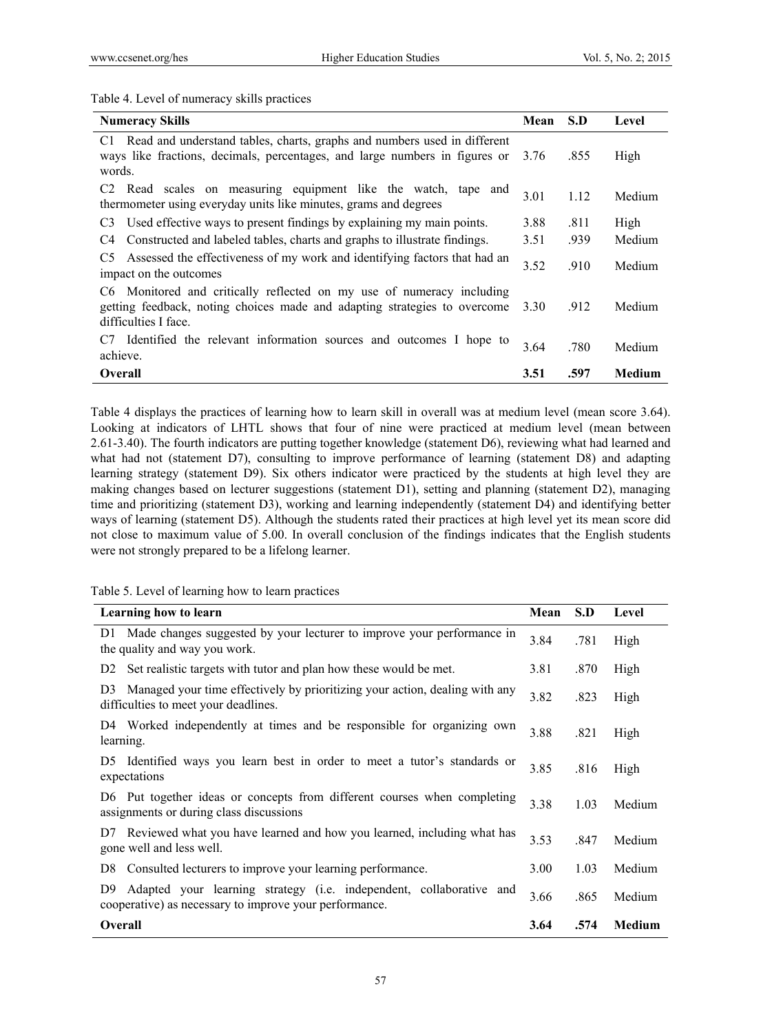Table 4. Level of numeracy skills practices

| Numeracy Skills | Mean | S.D | Level |
|---|---|---|---|
| C1 Read and understand tables, charts, graphs and numbers used in different ways like fractions, decimals, percentages, and large numbers in figures or words. | 3.76 | .855 | High |
| C2 Read scales on measuring equipment like the watch, tape and thermometer using everyday units like minutes, grams and degrees | 3.01 | 1.12 | Medium |
| C3 Used effective ways to present findings by explaining my main points. | 3.88 | .811 | High |
| C4 Constructed and labeled tables, charts and graphs to illustrate findings. | 3.51 | .939 | Medium |
| C5 Assessed the effectiveness of my work and identifying factors that had an impact on the outcomes | 3.52 | .910 | Medium |
| C6 Monitored and critically reflected on my use of numeracy including getting feedback, noting choices made and adapting strategies to overcome difficulties I face. | 3.30 | .912 | Medium |
| C7 Identified the relevant information sources and outcomes I hope to achieve. | 3.64 | .780 | Medium |
| **Overall** | **3.51** | **.597** | **Medium** |

Table 4 displays the practices of learning how to learn skill in overall was at medium level (mean score 3.64). Looking at indicators of LHTL shows that four of nine were practiced at medium level (mean between 2.61-3.40). The fourth indicators are putting together knowledge (statement D6), reviewing what had learned and what had not (statement D7), consulting to improve performance of learning (statement D8) and adapting learning strategy (statement D9). Six others indicator were practiced by the students at high level they are making changes based on lecturer suggestions (statement D1), setting and planning (statement D2), managing time and prioritizing (statement D3), working and learning independently (statement D4) and identifying better ways of learning (statement D5). Although the students rated their practices at high level yet its mean score did not close to maximum value of 5.00. In overall conclusion of the findings indicates that the English students were not strongly prepared to be a lifelong learner.

Table 5. Level of learning how to learn practices

| Learning how to learn | Mean | S.D | Level |
|---|---|---|---|
| D1 Made changes suggested by your lecturer to improve your performance in the quality and way you work. | 3.84 | .781 | High |
| D2 Set realistic targets with tutor and plan how these would be met. | 3.81 | .870 | High |
| D3 Managed your time effectively by prioritizing your action, dealing with any difficulties to meet your deadlines. | 3.82 | .823 | High |
| D4 Worked independently at times and be responsible for organizing own learning. | 3.88 | .821 | High |
| D5 Identified ways you learn best in order to meet a tutor's standards or expectations | 3.85 | .816 | High |
| D6 Put together ideas or concepts from different courses when completing assignments or during class discussions | 3.38 | 1.03 | Medium |
| D7 Reviewed what you have learned and how you learned, including what has gone well and less well. | 3.53 | .847 | Medium |
| D8 Consulted lecturers to improve your learning performance. | 3.00 | 1.03 | Medium |
| D9 Adapted your learning strategy (i.e. independent, collaborative and cooperative) as necessary to improve your performance. | 3.66 | .865 | Medium |
| **Overall** | **3.64** | **.574** | **Medium** |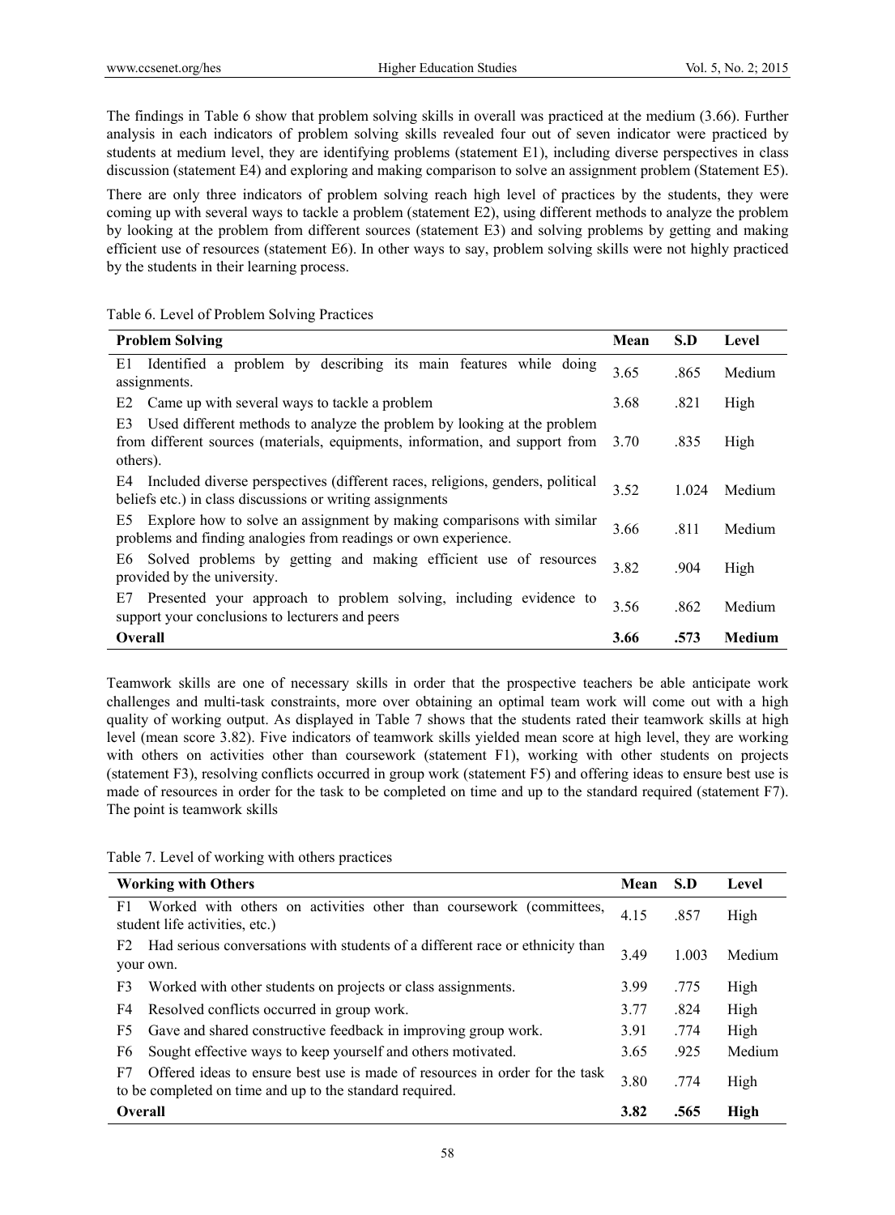The findings in Table 6 show that problem solving skills in overall was practiced at the medium (3.66). Further analysis in each indicators of problem solving skills revealed four out of seven indicator were practiced by students at medium level, they are identifying problems (statement E1), including diverse perspectives in class discussion (statement E4) and exploring and making comparison to solve an assignment problem (Statement E5).

There are only three indicators of problem solving reach high level of practices by the students, they were coming up with several ways to tackle a problem (statement E2), using different methods to analyze the problem by looking at the problem from different sources (statement E3) and solving problems by getting and making efficient use of resources (statement E6). In other ways to say, problem solving skills were not highly practiced by the students in their learning process.

Table 6. Level of Problem Solving Practices

| Problem Solving | Mean | S.D | Level |
|---|---|---|---|
| E1 Identified a problem by describing its main features while doing assignments. | 3.65 | .865 | Medium |
| E2 Came up with several ways to tackle a problem | 3.68 | .821 | High |
| E3 Used different methods to analyze the problem by looking at the problem from different sources (materials, equipments, information, and support from others). | 3.70 | .835 | High |
| E4 Included diverse perspectives (different races, religions, genders, political beliefs etc.) in class discussions or writing assignments | 3.52 | 1.024 | Medium |
| E5 Explore how to solve an assignment by making comparisons with similar problems and finding analogies from readings or own experience. | 3.66 | .811 | Medium |
| E6 Solved problems by getting and making efficient use of resources provided by the university. | 3.82 | .904 | High |
| E7 Presented your approach to problem solving, including evidence to support your conclusions to lecturers and peers | 3.56 | .862 | Medium |
| **Overall** | **3.66** | **.573** | **Medium** |

Teamwork skills are one of necessary skills in order that the prospective teachers be able anticipate work challenges and multi-task constraints, more over obtaining an optimal team work will come out with a high quality of working output. As displayed in Table 7 shows that the students rated their teamwork skills at high level (mean score 3.82). Five indicators of teamwork skills yielded mean score at high level, they are working with others on activities other than coursework (statement F1), working with other students on projects (statement F3), resolving conflicts occurred in group work (statement F5) and offering ideas to ensure best use is made of resources in order for the task to be completed on time and up to the standard required (statement F7). The point is teamwork skills

Table 7. Level of working with others practices

| Working with Others | Mean | S.D | Level |
|---|---|---|---|
| F1 Worked with others on activities other than coursework (committees, student life activities, etc.) | 4.15 | .857 | High |
| F2 Had serious conversations with students of a different race or ethnicity than your own. | 3.49 | 1.003 | Medium |
| F3 Worked with other students on projects or class assignments. | 3.99 | .775 | High |
| F4 Resolved conflicts occurred in group work. | 3.77 | .824 | High |
| F5 Gave and shared constructive feedback in improving group work. | 3.91 | .774 | High |
| F6 Sought effective ways to keep yourself and others motivated. | 3.65 | .925 | Medium |
| F7 Offered ideas to ensure best use is made of resources in order for the task to be completed on time and up to the standard required. | 3.80 | .774 | High |
| **Overall** | **3.82** | **.565** | **High** |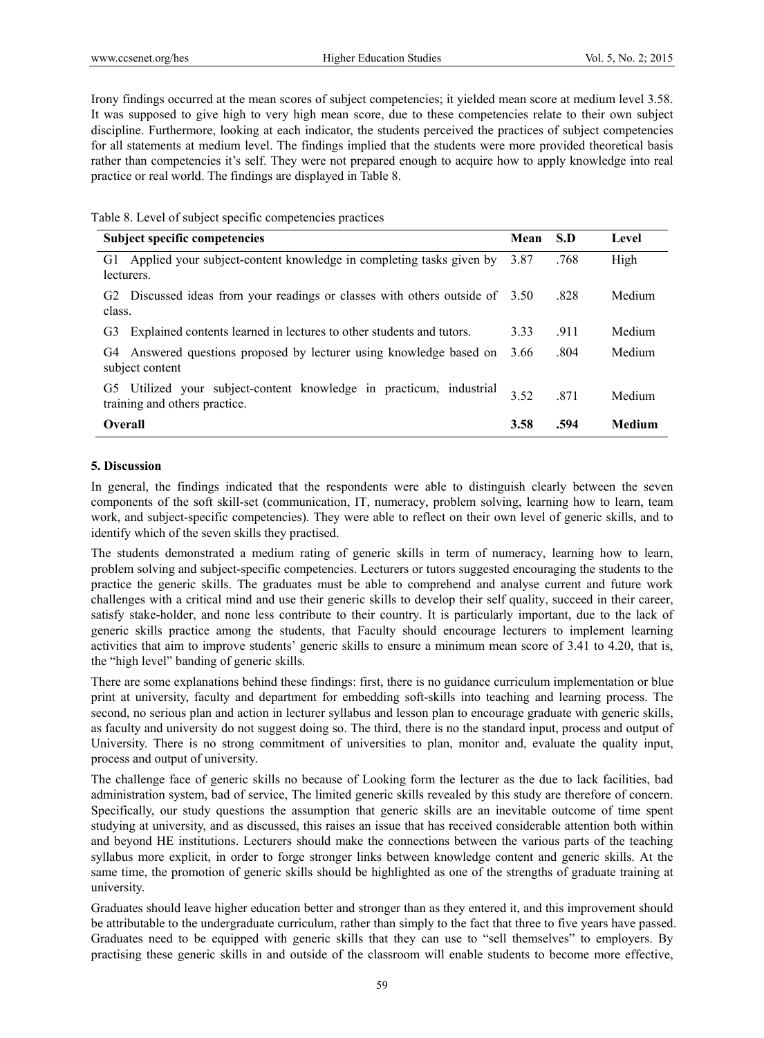Irony findings occurred at the mean scores of subject competencies; it yielded mean score at medium level 3.58. It was supposed to give high to very high mean score, due to these competencies relate to their own subject discipline. Furthermore, looking at each indicator, the students perceived the practices of subject competencies for all statements at medium level. The findings implied that the students were more provided theoretical basis rather than competencies it's self. They were not prepared enough to acquire how to apply knowledge into real practice or real world. The findings are displayed in Table 8.

Table 8. Level of subject specific competencies practices

| Subject specific competencies | Mean | S.D | Level |
|---|---|---|---|
| G1 Applied your subject-content knowledge in completing tasks given by lecturers. | 3.87 | .768 | High |
| G2 Discussed ideas from your readings or classes with others outside of class. | 3.50 | .828 | Medium |
| G3 Explained contents learned in lectures to other students and tutors. | 3.33 | .911 | Medium |
| G4 Answered questions proposed by lecturer using knowledge based on subject content | 3.66 | .804 | Medium |
| G5 Utilized your subject-content knowledge in practicum, industrial training and others practice. | 3.52 | .871 | Medium |
| **Overall** | **3.58** | **.594** | **Medium** |

## 5. Discussion

In general, the findings indicated that the respondents were able to distinguish clearly between the seven components of the soft skill-set (communication, IT, numeracy, problem solving, learning how to learn, team work, and subject-specific competencies). They were able to reflect on their own level of generic skills, and to identify which of the seven skills they practised.

The students demonstrated a medium rating of generic skills in term of numeracy, learning how to learn, problem solving and subject-specific competencies. Lecturers or tutors suggested encouraging the students to the practice the generic skills. The graduates must be able to comprehend and analyse current and future work challenges with a critical mind and use their generic skills to develop their self quality, succeed in their career, satisfy stake-holder, and none less contribute to their country. It is particularly important, due to the lack of generic skills practice among the students, that Faculty should encourage lecturers to implement learning activities that aim to improve students' generic skills to ensure a minimum mean score of 3.41 to 4.20, that is, the "high level" banding of generic skills.

There are some explanations behind these findings: first, there is no guidance curriculum implementation or blue print at university, faculty and department for embedding soft-skills into teaching and learning process. The second, no serious plan and action in lecturer syllabus and lesson plan to encourage graduate with generic skills, as faculty and university do not suggest doing so. The third, there is no the standard input, process and output of University. There is no strong commitment of universities to plan, monitor and, evaluate the quality input, process and output of university.

The challenge face of generic skills no because of Looking form the lecturer as the due to lack facilities, bad administration system, bad of service, The limited generic skills revealed by this study are therefore of concern. Specifically, our study questions the assumption that generic skills are an inevitable outcome of time spent studying at university, and as discussed, this raises an issue that has received considerable attention both within and beyond HE institutions. Lecturers should make the connections between the various parts of the teaching syllabus more explicit, in order to forge stronger links between knowledge content and generic skills. At the same time, the promotion of generic skills should be highlighted as one of the strengths of graduate training at university.

Graduates should leave higher education better and stronger than as they entered it, and this improvement should be attributable to the undergraduate curriculum, rather than simply to the fact that three to five years have passed. Graduates need to be equipped with generic skills that they can use to "sell themselves" to employers. By practising these generic skills in and outside of the classroom will enable students to become more effective,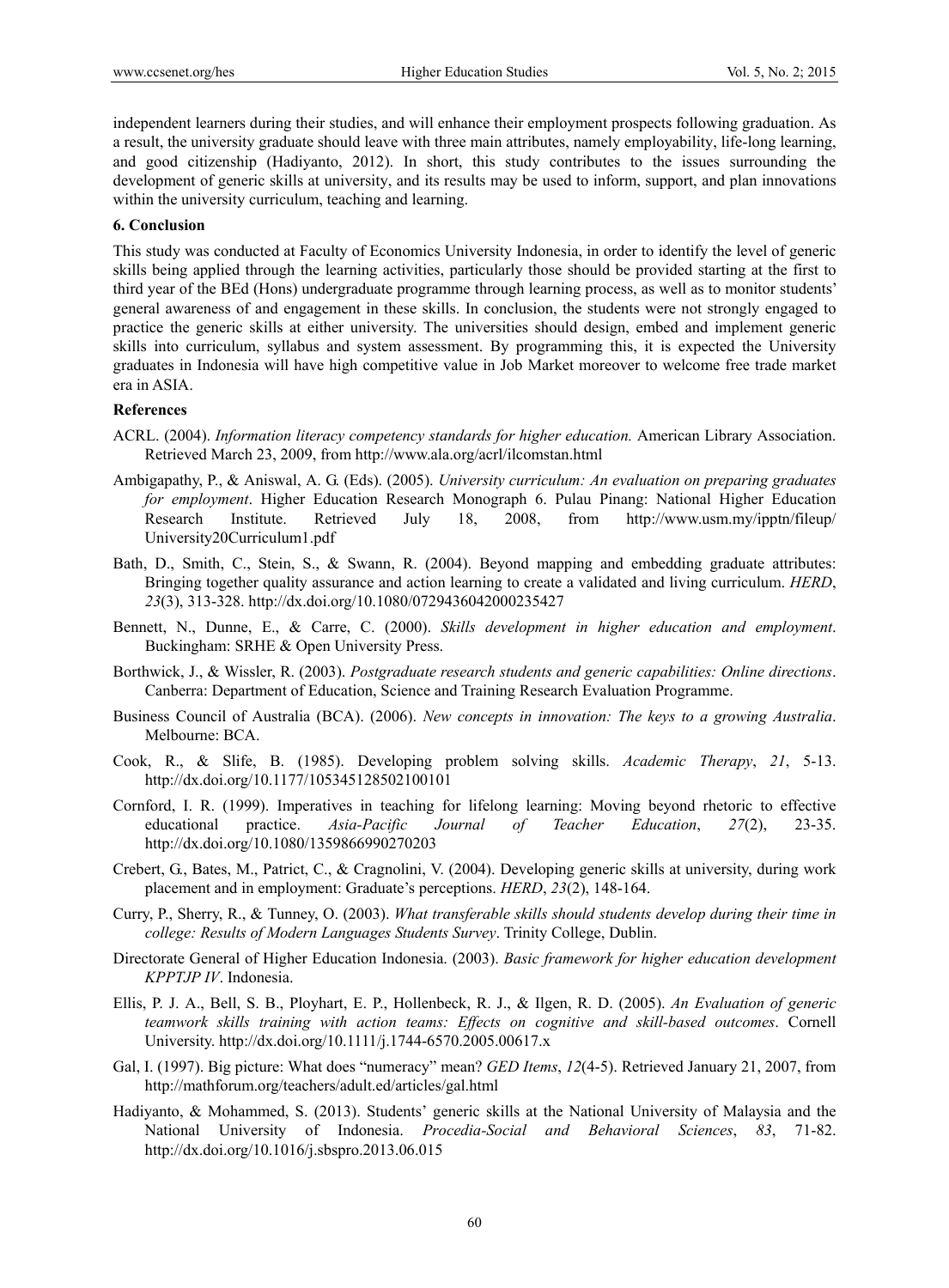independent learners during their studies, and will enhance their employment prospects following graduation. As a result, the university graduate should leave with three main attributes, namely employability, life-long learning, and good citizenship (Hadiyanto, 2012). In short, this study contributes to the issues surrounding the development of generic skills at university, and its results may be used to inform, support, and plan innovations within the university curriculum, teaching and learning.

## 6. Conclusion

This study was conducted at Faculty of Economics University Indonesia, in order to identify the level of generic skills being applied through the learning activities, particularly those should be provided starting at the first to third year of the BEd (Hons) undergraduate programme through learning process, as well as to monitor students' general awareness of and engagement in these skills. In conclusion, the students were not strongly engaged to practice the generic skills at either university. The universities should design, embed and implement generic skills into curriculum, syllabus and system assessment. By programming this, it is expected the University graduates in Indonesia will have high competitive value in Job Market moreover to welcome free trade market era in ASIA.

## References

ACRL. (2004). *Information literacy competency standards for higher education.* American Library Association. Retrieved March 23, 2009, from http://www.ala.org/acrl/ilcomstan.html

Ambigapathy, P., & Aniswal, A. G. (Eds). (2005). *University curriculum: An evaluation on preparing graduates for employment*. Higher Education Research Monograph 6. Pulau Pinang: National Higher Education Research Institute. Retrieved July 18, 2008, from http://www.usm.my/ipptn/fileup/University20Curriculum1.pdf

Bath, D., Smith, C., Stein, S., & Swann, R. (2004). Beyond mapping and embedding graduate attributes: Bringing together quality assurance and action learning to create a validated and living curriculum. *HERD*, *23*(3), 313-328. http://dx.doi.org/10.1080/0729436042000235427

Bennett, N., Dunne, E., & Carre, C. (2000). *Skills development in higher education and employment*. Buckingham: SRHE & Open University Press.

Borthwick, J., & Wissler, R. (2003). *Postgraduate research students and generic capabilities: Online directions*. Canberra: Department of Education, Science and Training Research Evaluation Programme.

Business Council of Australia (BCA). (2006). *New concepts in innovation: The keys to a growing Australia*. Melbourne: BCA.

Cook, R., & Slife, B. (1985). Developing problem solving skills. *Academic Therapy*, *21*, 5-13. http://dx.doi.org/10.1177/105345128502100101

Cornford, I. R. (1999). Imperatives in teaching for lifelong learning: Moving beyond rhetoric to effective educational practice. *Asia-Pacific Journal of Teacher Education*, *27*(2), 23-35. http://dx.doi.org/10.1080/1359866990270203

Crebert, G., Bates, M., Patrict, C., & Cragnolini, V. (2004). Developing generic skills at university, during work placement and in employment: Graduate's perceptions. *HERD*, *23*(2), 148-164.

Curry, P., Sherry, R., & Tunney, O. (2003). *What transferable skills should students develop during their time in college: Results of Modern Languages Students Survey*. Trinity College, Dublin.

Directorate General of Higher Education Indonesia. (2003). *Basic framework for higher education development KPPTJP IV*. Indonesia.

Ellis, P. J. A., Bell, S. B., Ployhart, E. P., Hollenbeck, R. J., & Ilgen, R. D. (2005). *An Evaluation of generic teamwork skills training with action teams: Effects on cognitive and skill-based outcomes*. Cornell University. http://dx.doi.org/10.1111/j.1744-6570.2005.00617.x

Gal, I. (1997). Big picture: What does "numeracy" mean? *GED Items*, *12*(4-5). Retrieved January 21, 2007, from http://mathforum.org/teachers/adult.ed/articles/gal.html

Hadiyanto, & Mohammed, S. (2013). Students' generic skills at the National University of Malaysia and the National University of Indonesia. *Procedia-Social and Behavioral Sciences*, *83*, 71-82. http://dx.doi.org/10.1016/j.sbspro.2013.06.015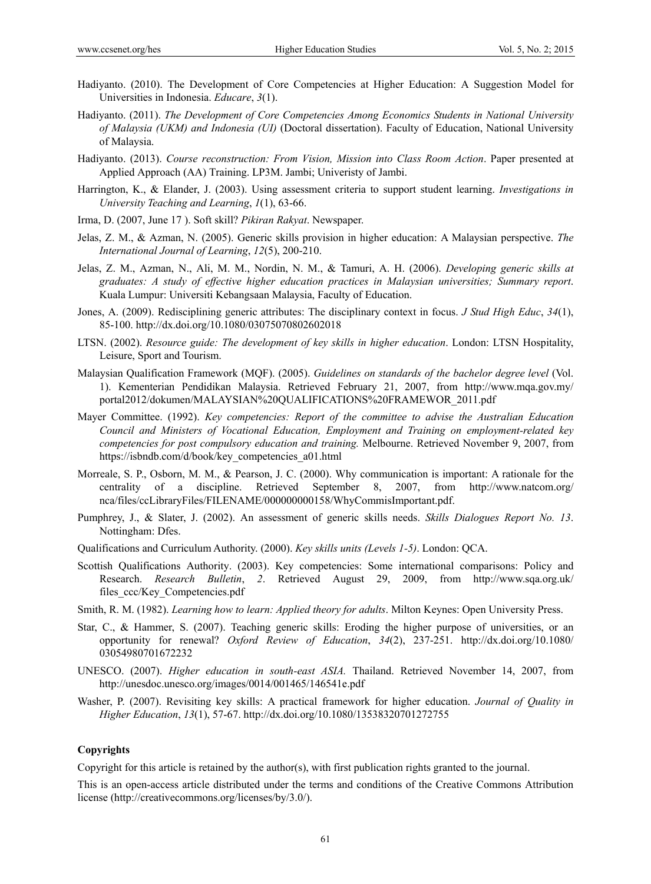Hadiyanto. (2010). The Development of Core Competencies at Higher Education: A Suggestion Model for Universities in Indonesia. *Educare*, *3*(1).

Hadiyanto. (2011). *The Development of Core Competencies Among Economics Students in National University of Malaysia (UKM) and Indonesia (UI)* (Doctoral dissertation). Faculty of Education, National University of Malaysia.

Hadiyanto. (2013). *Course reconstruction: From Vision, Mission into Class Room Action*. Paper presented at Applied Approach (AA) Training. LP3M. Jambi; Univeristy of Jambi.

Harrington, K., & Elander, J. (2003). Using assessment criteria to support student learning. *Investigations in University Teaching and Learning*, *1*(1), 63-66.

Irma, D. (2007, June 17 ). Soft skill? *Pikiran Rakyat*. Newspaper.

Jelas, Z. M., & Azman, N. (2005). Generic skills provision in higher education: A Malaysian perspective. *The International Journal of Learning*, *12*(5), 200-210.

Jelas, Z. M., Azman, N., Ali, M. M., Nordin, N. M., & Tamuri, A. H. (2006). *Developing generic skills at graduates: A study of effective higher education practices in Malaysian universities; Summary report*. Kuala Lumpur: Universiti Kebangsaan Malaysia, Faculty of Education.

Jones, A. (2009). Redisciplining generic attributes: The disciplinary context in focus. *J Stud High Educ*, *34*(1), 85-100. http://dx.doi.org/10.1080/03075070802602018

LTSN. (2002). *Resource guide: The development of key skills in higher education*. London: LTSN Hospitality, Leisure, Sport and Tourism.

Malaysian Qualification Framework (MQF). (2005). *Guidelines on standards of the bachelor degree level* (Vol. 1). Kementerian Pendidikan Malaysia. Retrieved February 21, 2007, from http://www.mqa.gov.my/portal2012/dokumen/MALAYSIAN%20QUALIFICATIONS%20FRAMEWOR_2011.pdf

Mayer Committee. (1992). *Key competencies: Report of the committee to advise the Australian Education Council and Ministers of Vocational Education, Employment and Training on employment-related key competencies for post compulsory education and training.* Melbourne. Retrieved November 9, 2007, from https://isbndb.com/d/book/key_competencies_a01.html

Morreale, S. P., Osborn, M. M., & Pearson, J. C. (2000). Why communication is important: A rationale for the centrality of a discipline. Retrieved September 8, 2007, from http://www.natcom.org/nca/files/ccLibraryFiles/FILENAME/000000000158/WhyCommisImportant.pdf.

Pumphrey, J., & Slater, J. (2002). An assessment of generic skills needs. *Skills Dialogues Report No. 13*. Nottingham: Dfes.

Qualifications and Curriculum Authority. (2000). *Key skills units (Levels 1-5)*. London: QCA.

Scottish Qualifications Authority. (2003). Key competencies: Some international comparisons: Policy and Research. *Research Bulletin*, *2*. Retrieved August 29, 2009, from http://www.sqa.org.uk/files_ccc/Key_Competencies.pdf

Smith, R. M. (1982). *Learning how to learn: Applied theory for adults*. Milton Keynes: Open University Press.

Star, C., & Hammer, S. (2007). Teaching generic skills: Eroding the higher purpose of universities, or an opportunity for renewal? *Oxford Review of Education*, *34*(2), 237-251. http://dx.doi.org/10.1080/03054980701672232

UNESCO. (2007). *Higher education in south-east ASIA.* Thailand. Retrieved November 14, 2007, from http://unesdoc.unesco.org/images/0014/001465/146541e.pdf

Washer, P. (2007). Revisiting key skills: A practical framework for higher education. *Journal of Quality in Higher Education*, *13*(1), 57-67. http://dx.doi.org/10.1080/13538320701272755

**Copyrights**

Copyright for this article is retained by the author(s), with first publication rights granted to the journal.

This is an open-access article distributed under the terms and conditions of the Creative Commons Attribution license (http://creativecommons.org/licenses/by/3.0/).